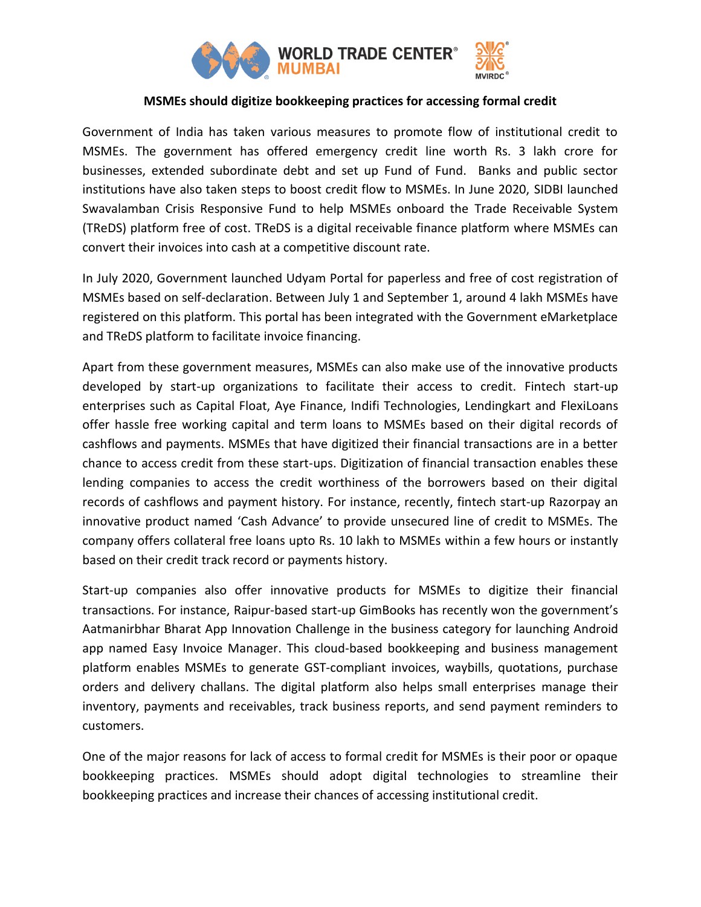# MSMEs should digitize bookkeeping practices for accessing formal credit

Government of India has taken various measures to promote flow of institutional credit to MSMEs. The government has offered emergency credit line worth Rs. 3 lakh crore for businesses, extended subordinate debt and set up Fund of Fund. Banks and public sector institutions have also taken steps to boost credit flow to MSMEs. In June 2020, SIDBI launched Swavalamban Crisis Responsive Fund to help MSMEs onboard the Trade Receivable System (TReDS) platform free of cost. TReDS is a digital receivable finance platform where MSMEs can convert their invoices into cash at a competitive discount rate.

In July 2020, Government launched Udyam Portal for paperless and free of cost registration of MSMEs based on self-declaration. Between July 1 and September 1, around 4 lakh MSMEs have registered on this platform. This portal has been integrated with the Government eMarketplace and TReDS platform to facilitate invoice financing.

Apart from these government measures, MSMEs can also make use of the innovative products developed by start-up organizations to facilitate their access to credit. Fintech start-up enterprises such as Capital Float, Aye Finance, Indifi Technologies, Lendingkart and FlexiLoans offer hassle free working capital and term loans to MSMEs based on their digital records of cashflows and payments. MSMEs that have digitized their financial transactions are in a better chance to access credit from these start-ups. Digitization of financial transaction enables these lending companies to access the credit worthiness of the borrowers based on their digital records of cashflows and payment history. For instance, recently, fintech start-up Razorpay an innovative product named 'Cash Advance' to provide unsecured line of credit to MSMEs. The company offers collateral free loans upto Rs. 10 lakh to MSMEs within a few hours or instantly based on their credit track record or payments history.

Start-up companies also offer innovative products for MSMEs to digitize their financial transactions. For instance, Raipur-based start-up GimBooks has recently won the government's Aatmanirbhar Bharat App Innovation Challenge in the business category for launching Android app named Easy Invoice Manager. This cloud-based bookkeeping and business management platform enables MSMEs to generate GST-compliant invoices, waybills, quotations, purchase orders and delivery challans. The digital platform also helps small enterprises manage their inventory, payments and receivables, track business reports, and send payment reminders to customers.

One of the major reasons for lack of access to formal credit for MSMEs is their poor or opaque bookkeeping practices. MSMEs should adopt digital technologies to streamline their bookkeeping practices and increase their chances of accessing institutional credit.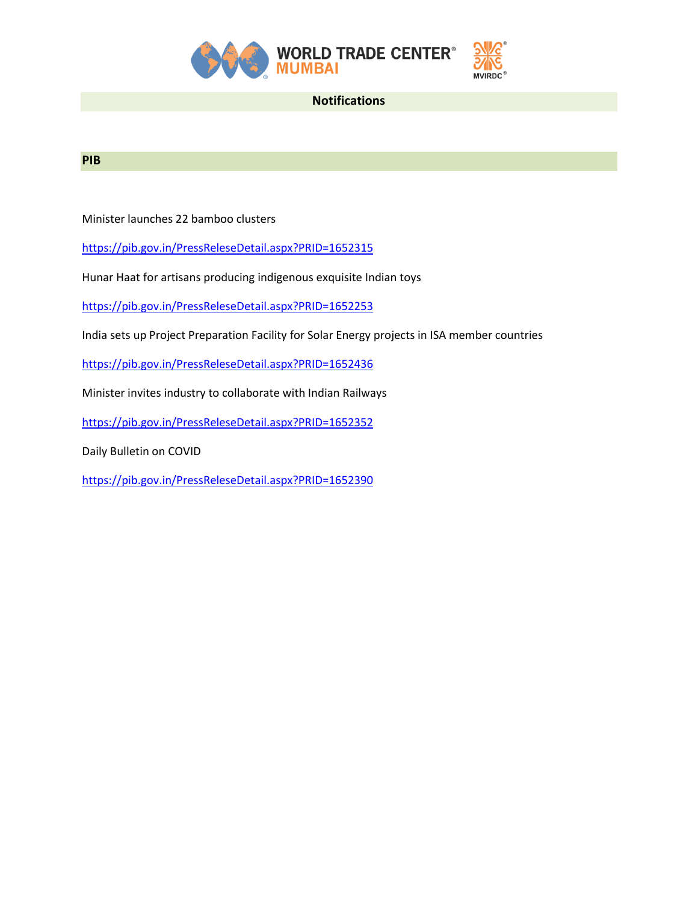# Notifications

## PIB

Minister launches 22 bamboo clusters

https://pib.gov.in/PressReleseDetail.aspx?PRID=1652315

Hunar Haat for artisans producing indigenous exquisite Indian toys

https://pib.gov.in/PressReleseDetail.aspx?PRID=1652253

India sets up Project Preparation Facility for Solar Energy projects in ISA member countries

https://pib.gov.in/PressReleseDetail.aspx?PRID=1652436

Minister invites industry to collaborate with Indian Railways

https://pib.gov.in/PressReleseDetail.aspx?PRID=1652352

Daily Bulletin on COVID

https://pib.gov.in/PressReleseDetail.aspx?PRID=1652390